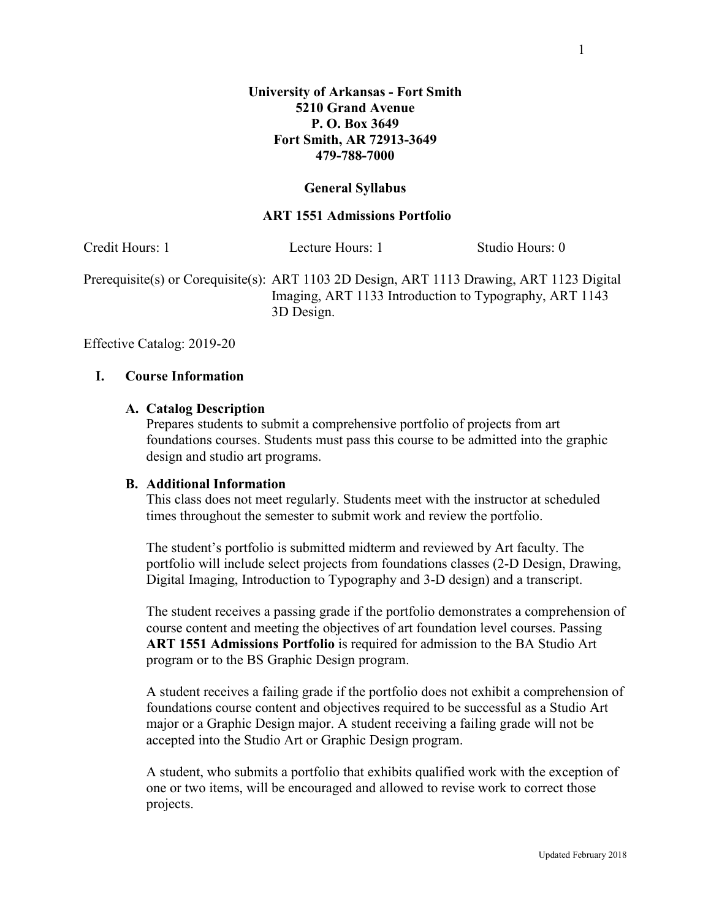**University of Arkansas - Fort Smith**
**5210 Grand Avenue**
**P. O. Box 3649**
**Fort Smith, AR 72913-3649**
**479-788-7000**

# General Syllabus

## ART 1551 Admissions Portfolio

Credit Hours: 1 Lecture Hours: 1 Studio Hours: 0

Prerequisite(s) or Corequisite(s): ART 1103 2D Design, ART 1113 Drawing, ART 1123 Digital Imaging, ART 1133 Introduction to Typography, ART 1143 3D Design.

Effective Catalog: 2019-20

## I. Course Information

### A. Catalog Description

Prepares students to submit a comprehensive portfolio of projects from art foundations courses. Students must pass this course to be admitted into the graphic design and studio art programs.

### B. Additional Information

This class does not meet regularly. Students meet with the instructor at scheduled times throughout the semester to submit work and review the portfolio.

The student's portfolio is submitted midterm and reviewed by Art faculty. The portfolio will include select projects from foundations classes (2-D Design, Drawing, Digital Imaging, Introduction to Typography and 3-D design) and a transcript.

The student receives a passing grade if the portfolio demonstrates a comprehension of course content and meeting the objectives of art foundation level courses. Passing **ART 1551 Admissions Portfolio** is required for admission to the BA Studio Art program or to the BS Graphic Design program.

A student receives a failing grade if the portfolio does not exhibit a comprehension of foundations course content and objectives required to be successful as a Studio Art major or a Graphic Design major. A student receiving a failing grade will not be accepted into the Studio Art or Graphic Design program.

A student, who submits a portfolio that exhibits qualified work with the exception of one or two items, will be encouraged and allowed to revise work to correct those projects.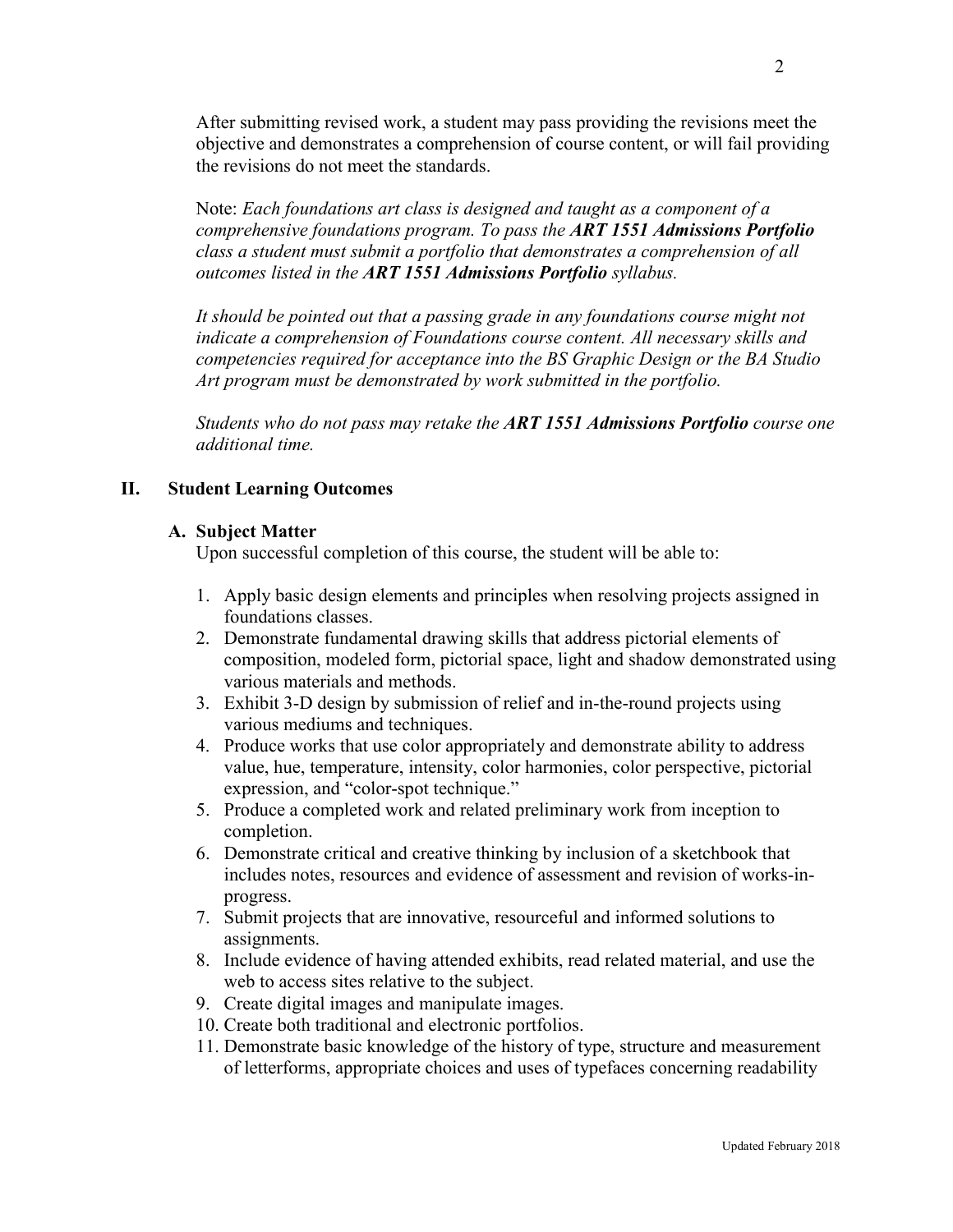After submitting revised work, a student may pass providing the revisions meet the objective and demonstrates a comprehension of course content, or will fail providing the revisions do not meet the standards.

Note: *Each foundations art class is designed and taught as a component of a comprehensive foundations program. To pass the **ART 1551 Admissions Portfolio** class a student must submit a portfolio that demonstrates a comprehension of all outcomes listed in the **ART 1551 Admissions Portfolio** syllabus.*

*It should be pointed out that a passing grade in any foundations course might not indicate a comprehension of Foundations course content. All necessary skills and competencies required for acceptance into the BS Graphic Design or the BA Studio Art program must be demonstrated by work submitted in the portfolio.*

*Students who do not pass may retake the **ART 1551 Admissions Portfolio** course one additional time.*

## II. Student Learning Outcomes

### A. Subject Matter

Upon successful completion of this course, the student will be able to:

1. Apply basic design elements and principles when resolving projects assigned in foundations classes.
2. Demonstrate fundamental drawing skills that address pictorial elements of composition, modeled form, pictorial space, light and shadow demonstrated using various materials and methods.
3. Exhibit 3-D design by submission of relief and in-the-round projects using various mediums and techniques.
4. Produce works that use color appropriately and demonstrate ability to address value, hue, temperature, intensity, color harmonies, color perspective, pictorial expression, and "color-spot technique."
5. Produce a completed work and related preliminary work from inception to completion.
6. Demonstrate critical and creative thinking by inclusion of a sketchbook that includes notes, resources and evidence of assessment and revision of works-in-progress.
7. Submit projects that are innovative, resourceful and informed solutions to assignments.
8. Include evidence of having attended exhibits, read related material, and use the web to access sites relative to the subject.
9. Create digital images and manipulate images.
10. Create both traditional and electronic portfolios.
11. Demonstrate basic knowledge of the history of type, structure and measurement of letterforms, appropriate choices and uses of typefaces concerning readability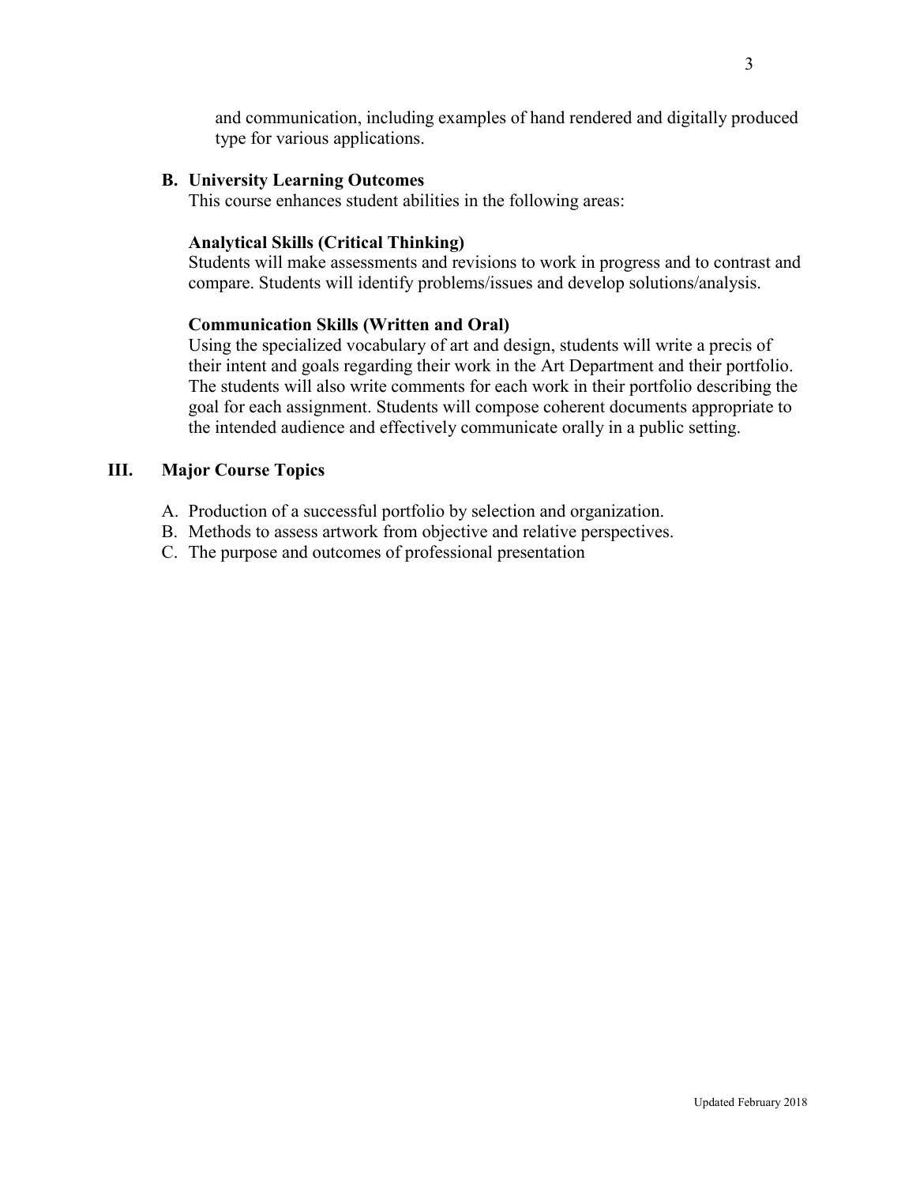and communication, including examples of hand rendered and digitally produced type for various applications.

### B. University Learning Outcomes

This course enhances student abilities in the following areas:

**Analytical Skills (Critical Thinking)**

Students will make assessments and revisions to work in progress and to contrast and compare. Students will identify problems/issues and develop solutions/analysis.

**Communication Skills (Written and Oral)**

Using the specialized vocabulary of art and design, students will write a precis of their intent and goals regarding their work in the Art Department and their portfolio. The students will also write comments for each work in their portfolio describing the goal for each assignment. Students will compose coherent documents appropriate to the intended audience and effectively communicate orally in a public setting.

## III. Major Course Topics

A. Production of a successful portfolio by selection and organization.
B. Methods to assess artwork from objective and relative perspectives.
C. The purpose and outcomes of professional presentation

Updated February 2018